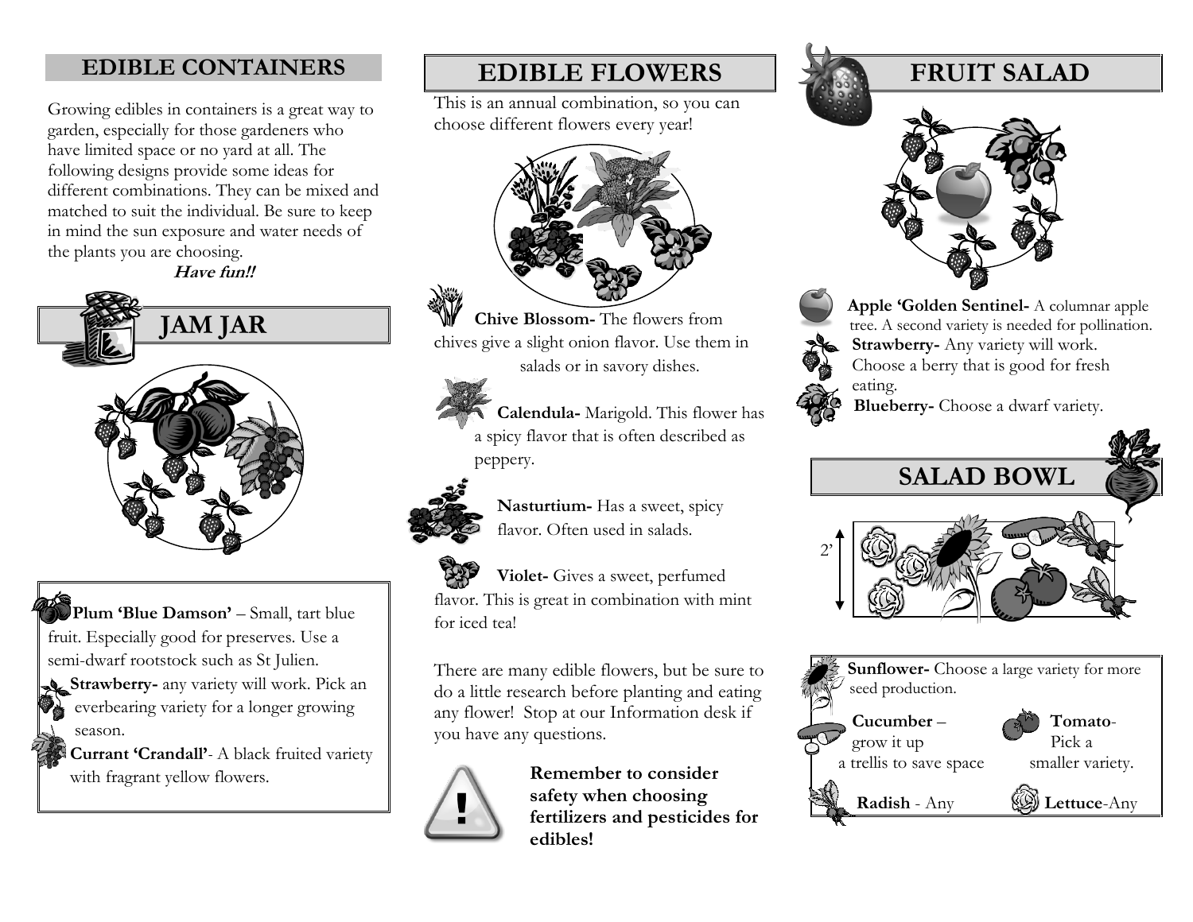## EDIBLE CONTAINERS

Growing edibles in containers is a great way to garden, especially for those gardeners who have limited space or no yard at all. The following designs provide some ideas for different combinations. They can be mixed and matched to suit the individual. Be sure to keep in mind the sun exposure and water needs of the plants you are choosing.

***Have fun!!***

## JAM JAR

**Plum 'Blue Damson'** – Small, tart blue fruit. Especially good for preserves. Use a semi-dwarf rootstock such as St Julien.

**Strawberry-** any variety will work. Pick an everbearing variety for a longer growing season.

**Currant 'Crandall'**- A black fruited variety with fragrant yellow flowers.

## EDIBLE FLOWERS

This is an annual combination, so you can choose different flowers every year!

**Chive Blossom-** The flowers from chives give a slight onion flavor. Use them in salads or in savory dishes.

**Calendula-** Marigold. This flower has a spicy flavor that is often described as peppery.

**Nasturtium-** Has a sweet, spicy flavor. Often used in salads.

**Violet-** Gives a sweet, perfumed flavor. This is great in combination with mint for iced tea!

There are many edible flowers, but be sure to do a little research before planting and eating any flower! Stop at our Information desk if you have any questions.

**Remember to consider safety when choosing fertilizers and pesticides for edibles!**

## FRUIT SALAD

**Apple 'Golden Sentinel-** A columnar apple tree. A second variety is needed for pollination.

**Strawberry-** Any variety will work. Choose a berry that is good for fresh eating.

**Blueberry-** Choose a dwarf variety.

## SALAD BOWL

2'

**Sunflower-** Choose a large variety for more seed production.

**Cucumber** – grow it up a trellis to save space

**Tomato**- Pick a smaller variety.

**Radish** - Any

**Lettuce**-Any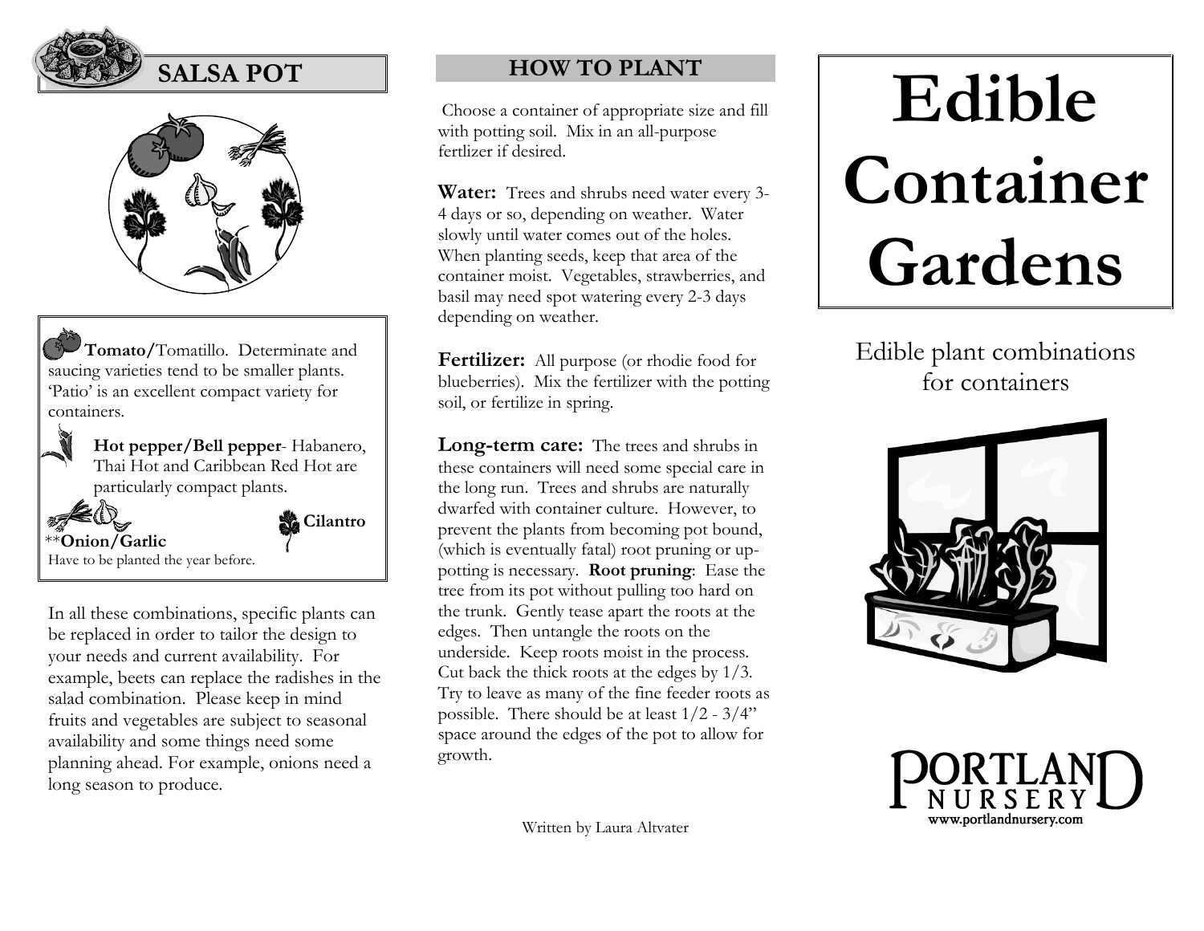## SALSA POT

**Tomato/**Tomatillo. Determinate and saucing varieties tend to be smaller plants. 'Patio' is an excellent compact variety for containers.

**Hot pepper/Bell pepper**- Habanero, Thai Hot and Caribbean Red Hot are particularly compact plants.

**Cilantro**

**\*\*Onion/Garlic**
Have to be planted the year before.

In all these combinations, specific plants can be replaced in order to tailor the design to your needs and current availability. For example, beets can replace the radishes in the salad combination. Please keep in mind fruits and vegetables are subject to seasonal availability and some things need some planning ahead. For example, onions need a long season to produce.

## HOW TO PLANT

Choose a container of appropriate size and fill with potting soil. Mix in an all-purpose fertlizer if desired.

**Water:** Trees and shrubs need water every 3-4 days or so, depending on weather. Water slowly until water comes out of the holes. When planting seeds, keep that area of the container moist. Vegetables, strawberries, and basil may need spot watering every 2-3 days depending on weather.

**Fertilizer:** All purpose (or rhodie food for blueberries). Mix the fertilizer with the potting soil, or fertilize in spring.

**Long-term care:** The trees and shrubs in these containers will need some special care in the long run. Trees and shrubs are naturally dwarfed with container culture. However, to prevent the plants from becoming pot bound, (which is eventually fatal) root pruning or up-potting is necessary. **Root pruning**: Ease the tree from its pot without pulling too hard on the trunk. Gently tease apart the roots at the edges. Then untangle the roots on the underside. Keep roots moist in the process. Cut back the thick roots at the edges by 1/3. Try to leave as many of the fine feeder roots as possible. There should be at least 1/2 - 3/4" space around the edges of the pot to allow for growth.

Written by Laura Altvater

# Edible Container Gardens

Edible plant combinations for containers

PORTLAND NURSERY
www.portlandnursery.com